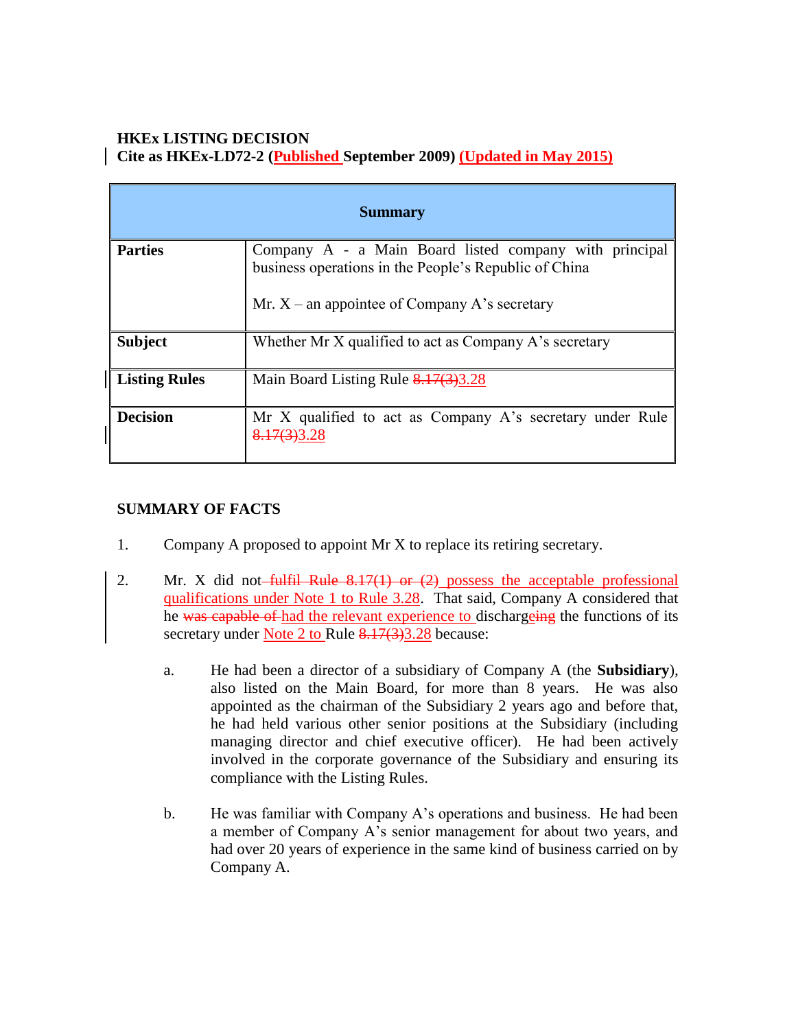**HKEx LISTING DECISION**
**Cite as HKEx-LD72-2 (Published September 2009) (Updated in May 2015)**

| Summary | |
|---|---|
| **Parties** | Company A - a Main Board listed company with principal business operations in the People's Republic of China<br><br>Mr. X – an appointee of Company A's secretary |
| **Subject** | Whether Mr X qualified to act as Company A's secretary |
| **Listing Rules** | Main Board Listing Rule ~~8.17(3)~~3.28 |
| **Decision** | Mr X qualified to act as Company A's secretary under Rule ~~8.17(3)~~3.28 |

**SUMMARY OF FACTS**

1. Company A proposed to appoint Mr X to replace its retiring secretary.

2. Mr. X did not ~~fulfil Rule 8.17(1) or (2)~~ possess the acceptable professional qualifications under Note 1 to Rule 3.28. That said, Company A considered that he ~~was capable of~~ had the relevant experience to discharg~~eing~~e the functions of its secretary under Note 2 to Rule ~~8.17(3)~~3.28 because:

   a. He had been a director of a subsidiary of Company A (the **Subsidiary**), also listed on the Main Board, for more than 8 years. He was also appointed as the chairman of the Subsidiary 2 years ago and before that, he had held various other senior positions at the Subsidiary (including managing director and chief executive officer). He had been actively involved in the corporate governance of the Subsidiary and ensuring its compliance with the Listing Rules.

   b. He was familiar with Company A's operations and business. He had been a member of Company A's senior management for about two years, and had over 20 years of experience in the same kind of business carried on by Company A.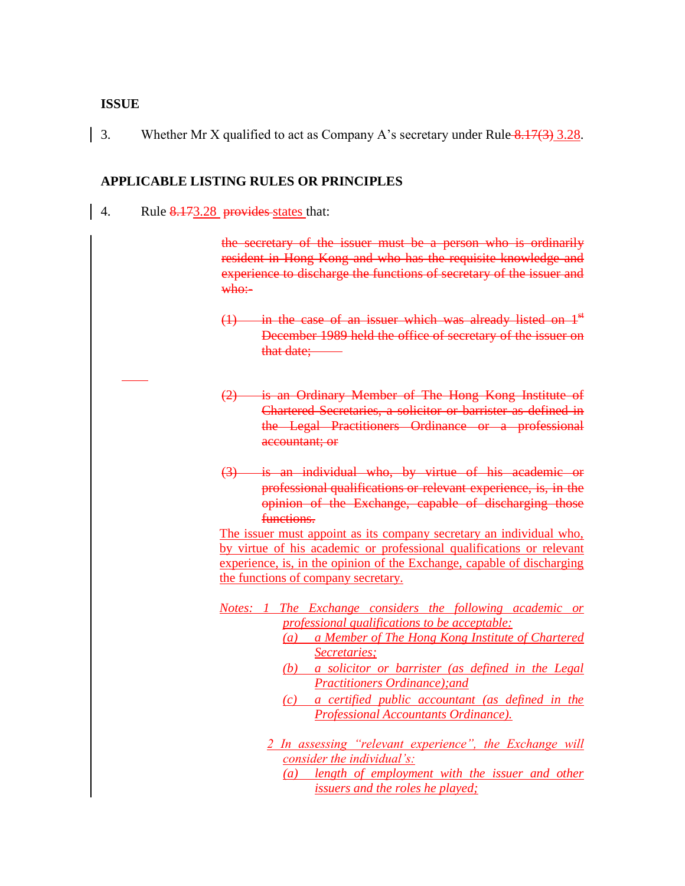**ISSUE**

3. Whether Mr X qualified to act as Company A's secretary under Rule ~~8.17(3)~~ 3.28.

**APPLICABLE LISTING RULES OR PRINCIPLES**

4. Rule ~~8.17~~3.28 ~~provides~~ states that:

> ~~the secretary of the issuer must be a person who is ordinarily resident in Hong Kong and who has the requisite knowledge and experience to discharge the functions of secretary of the issuer and who:-~~
>
> ~~(1) in the case of an issuer which was already listed on 1st December 1989 held the office of secretary of the issuer on that date;~~
>
> ~~(2) is an Ordinary Member of The Hong Kong Institute of Chartered Secretaries, a solicitor or barrister as defined in the Legal Practitioners Ordinance or a professional accountant; or~~
>
> ~~(3) is an individual who, by virtue of his academic or professional qualifications or relevant experience, is, in the opinion of the Exchange, capable of discharging those functions.~~
>
> The issuer must appoint as its company secretary an individual who, by virtue of his academic or professional qualifications or relevant experience, is, in the opinion of the Exchange, capable of discharging the functions of company secretary.
>
> *Notes: 1 The Exchange considers the following academic or professional qualifications to be acceptable:*
>
> *(a) a Member of The Hong Kong Institute of Chartered Secretaries;*
>
> *(b) a solicitor or barrister (as defined in the Legal Practitioners Ordinance);and*
>
> *(c) a certified public accountant (as defined in the Professional Accountants Ordinance).*
>
> *2 In assessing "relevant experience", the Exchange will consider the individual's:*
>
> *(a) length of employment with the issuer and other issuers and the roles he played;*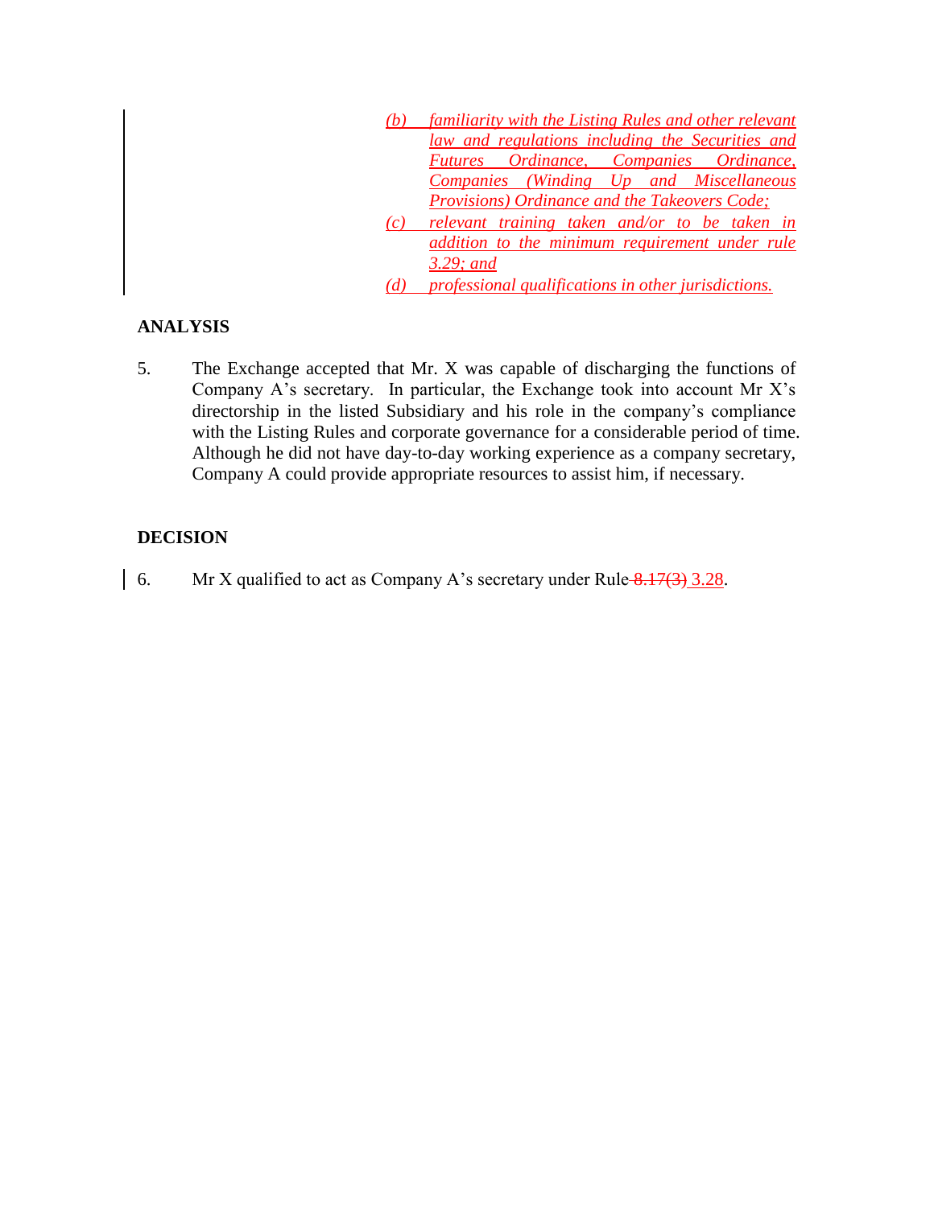(b) familiarity with the Listing Rules and other relevant law and regulations including the Securities and Futures Ordinance, Companies Ordinance, Companies (Winding Up and Miscellaneous Provisions) Ordinance and the Takeovers Code;

(c) relevant training taken and/or to be taken in addition to the minimum requirement under rule 3.29; and

(d) professional qualifications in other jurisdictions.

## ANALYSIS

5. The Exchange accepted that Mr. X was capable of discharging the functions of Company A's secretary. In particular, the Exchange took into account Mr X's directorship in the listed Subsidiary and his role in the company's compliance with the Listing Rules and corporate governance for a considerable period of time. Although he did not have day-to-day working experience as a company secretary, Company A could provide appropriate resources to assist him, if necessary.

## DECISION

6. Mr X qualified to act as Company A's secretary under Rule ~~8.17(3)~~ 3.28.